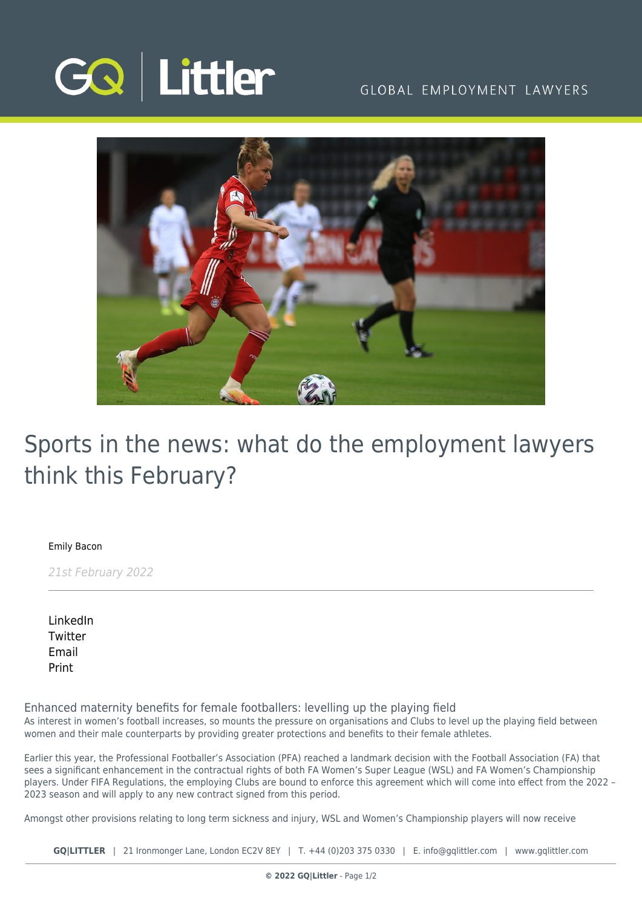# Sports in the news: what do the employment lawyers think this February?

Emily Bacon

*21st February 2022*

LinkedIn
Twitter
Email
Print

## Enhanced maternity benefits for female footballers: levelling up the playing field

As interest in women's football increases, so mounts the pressure on organisations and Clubs to level up the playing field between women and their male counterparts by providing greater protections and benefits to their female athletes.

Earlier this year, the Professional Footballer's Association (PFA) reached a landmark decision with the Football Association (FA) that sees a significant enhancement in the contractual rights of both FA Women's Super League (WSL) and FA Women's Championship players. Under FIFA Regulations, the employing Clubs are bound to enforce this agreement which will come into effect from the 2022 – 2023 season and will apply to any new contract signed from this period.

Amongst other provisions relating to long term sickness and injury, WSL and Women's Championship players will now receive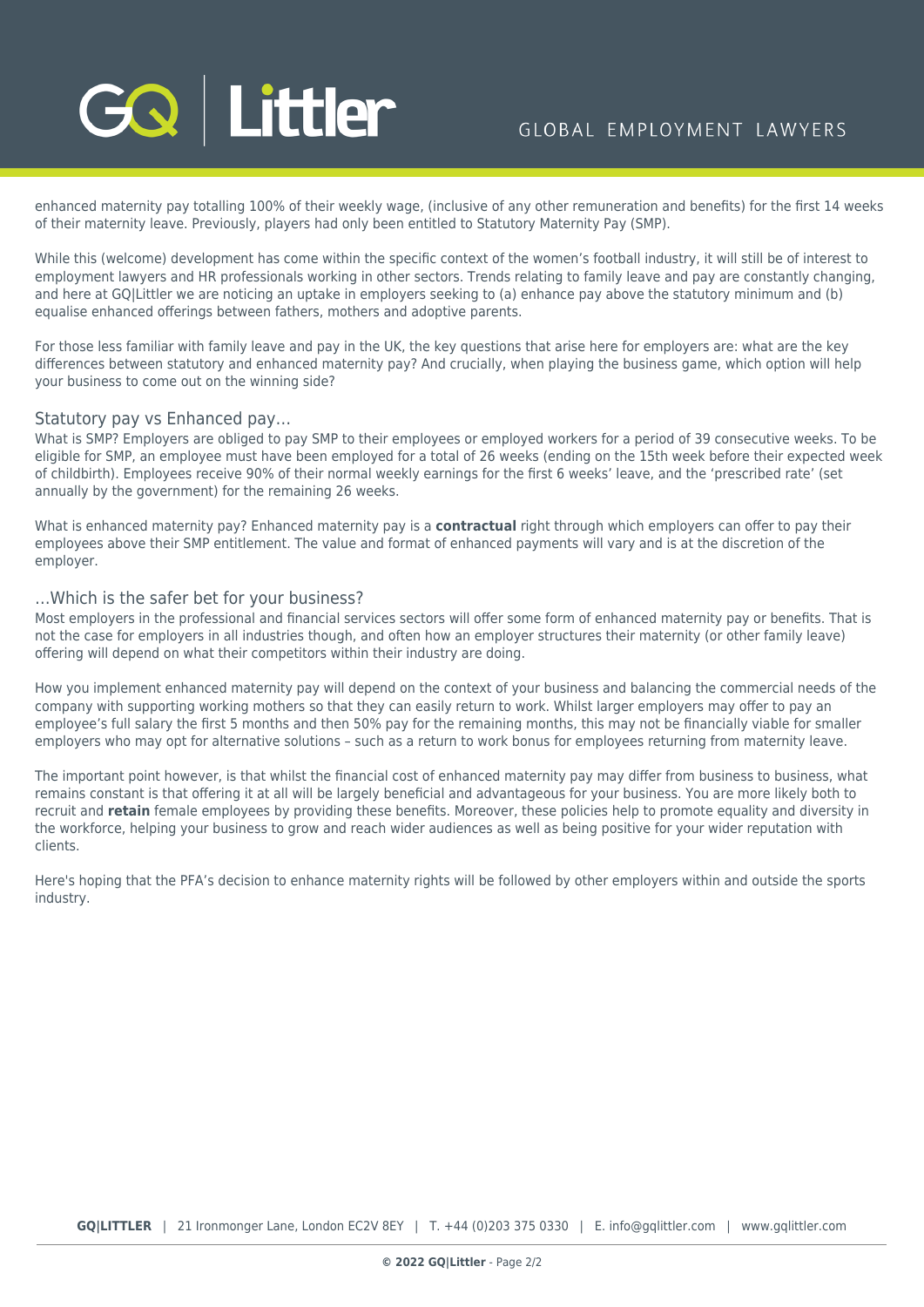enhanced maternity pay totalling 100% of their weekly wage, (inclusive of any other remuneration and benefits) for the first 14 weeks of their maternity leave. Previously, players had only been entitled to Statutory Maternity Pay (SMP).

While this (welcome) development has come within the specific context of the women's football industry, it will still be of interest to employment lawyers and HR professionals working in other sectors. Trends relating to family leave and pay are constantly changing, and here at GQ|Littler we are noticing an uptake in employers seeking to (a) enhance pay above the statutory minimum and (b) equalise enhanced offerings between fathers, mothers and adoptive parents.

For those less familiar with family leave and pay in the UK, the key questions that arise here for employers are: what are the key differences between statutory and enhanced maternity pay? And crucially, when playing the business game, which option will help your business to come out on the winning side?

## Statutory pay vs Enhanced pay…

What is SMP? Employers are obliged to pay SMP to their employees or employed workers for a period of 39 consecutive weeks. To be eligible for SMP, an employee must have been employed for a total of 26 weeks (ending on the 15th week before their expected week of childbirth). Employees receive 90% of their normal weekly earnings for the first 6 weeks' leave, and the 'prescribed rate' (set annually by the government) for the remaining 26 weeks.

What is enhanced maternity pay? Enhanced maternity pay is a **contractual** right through which employers can offer to pay their employees above their SMP entitlement. The value and format of enhanced payments will vary and is at the discretion of the employer.

## …Which is the safer bet for your business?

Most employers in the professional and financial services sectors will offer some form of enhanced maternity pay or benefits. That is not the case for employers in all industries though, and often how an employer structures their maternity (or other family leave) offering will depend on what their competitors within their industry are doing.

How you implement enhanced maternity pay will depend on the context of your business and balancing the commercial needs of the company with supporting working mothers so that they can easily return to work. Whilst larger employers may offer to pay an employee's full salary the first 5 months and then 50% pay for the remaining months, this may not be financially viable for smaller employers who may opt for alternative solutions – such as a return to work bonus for employees returning from maternity leave.

The important point however, is that whilst the financial cost of enhanced maternity pay may differ from business to business, what remains constant is that offering it at all will be largely beneficial and advantageous for your business. You are more likely both to recruit and **retain** female employees by providing these benefits. Moreover, these policies help to promote equality and diversity in the workforce, helping your business to grow and reach wider audiences as well as being positive for your wider reputation with clients.

Here's hoping that the PFA's decision to enhance maternity rights will be followed by other employers within and outside the sports industry.